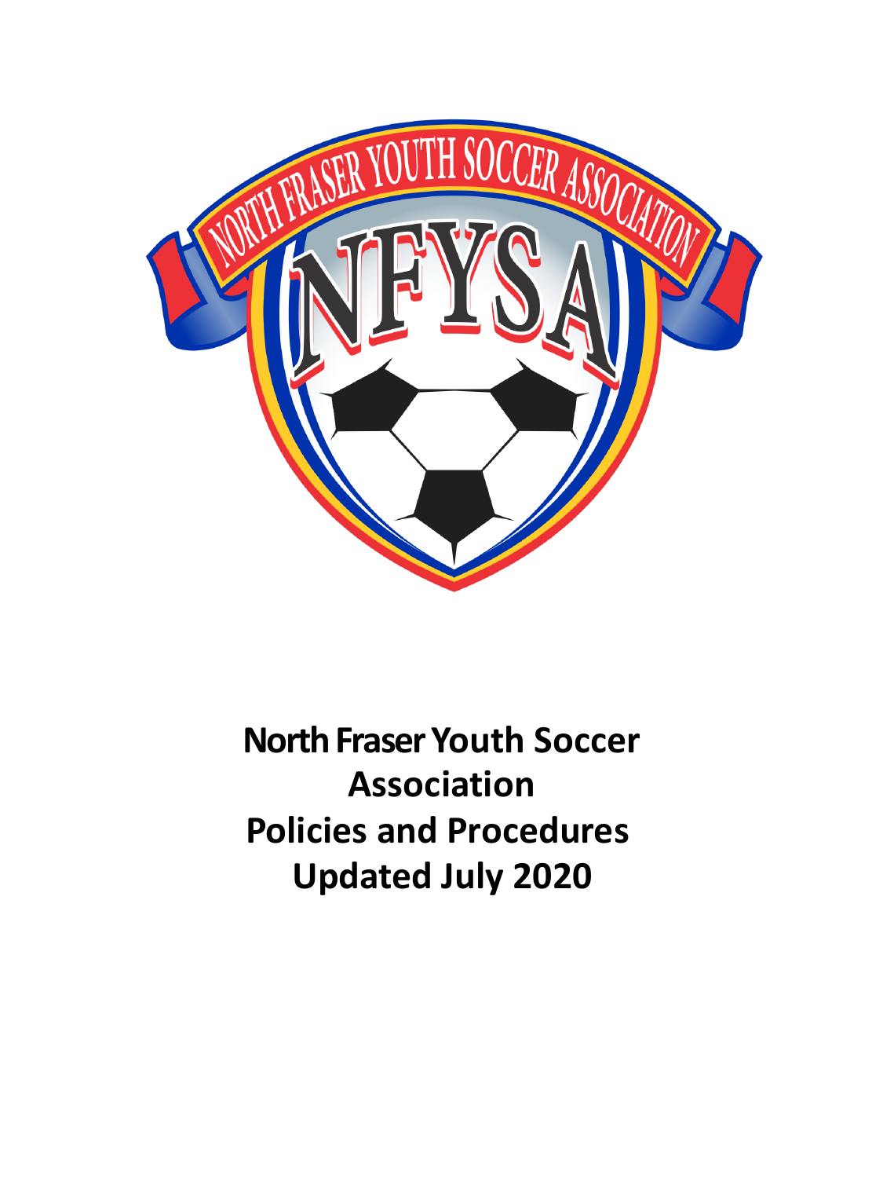# North Fraser Youth Soccer Association
# Policies and Procedures
# Updated July 2020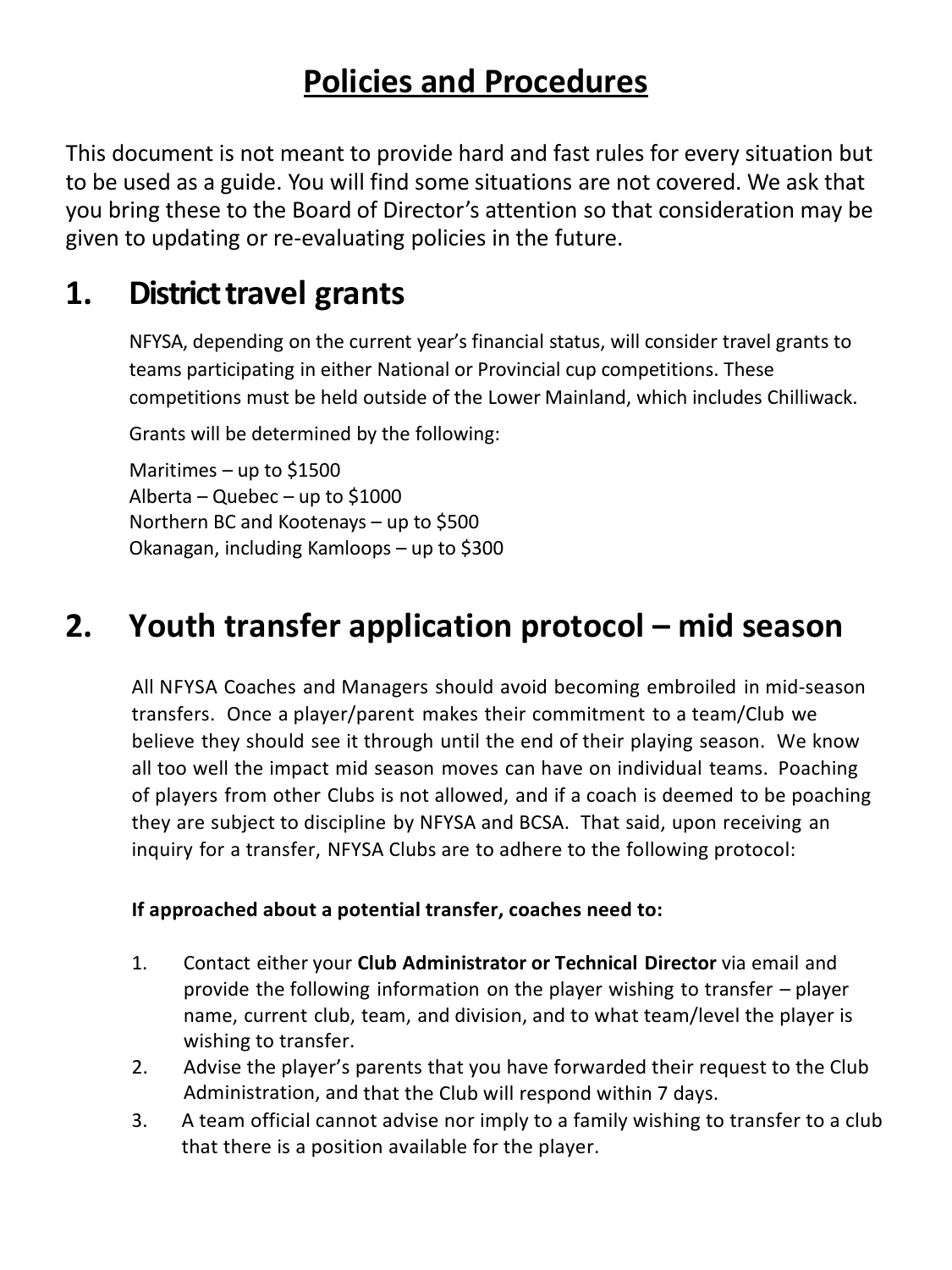# Policies and Procedures

This document is not meant to provide hard and fast rules for every situation but to be used as a guide. You will find some situations are not covered. We ask that you bring these to the Board of Director's attention so that consideration may be given to updating or re-evaluating policies in the future.

## 1. District travel grants

NFYSA, depending on the current year's financial status, will consider travel grants to teams participating in either National or Provincial cup competitions. These competitions must be held outside of the Lower Mainland, which includes Chilliwack.

Grants will be determined by the following:

Maritimes – up to $1500
Alberta – Quebec – up to $1000
Northern BC and Kootenays – up to $500
Okanagan, including Kamloops – up to $300

## 2. Youth transfer application protocol – mid season

All NFYSA Coaches and Managers should avoid becoming embroiled in mid-season transfers. Once a player/parent makes their commitment to a team/Club we believe they should see it through until the end of their playing season. We know all too well the impact mid season moves can have on individual teams. Poaching of players from other Clubs is not allowed, and if a coach is deemed to be poaching they are subject to discipline by NFYSA and BCSA. That said, upon receiving an inquiry for a transfer, NFYSA Clubs are to adhere to the following protocol:

**If approached about a potential transfer, coaches need to:**

1. Contact either your **Club Administrator or Technical Director** via email and provide the following information on the player wishing to transfer – player name, current club, team, and division, and to what team/level the player is wishing to transfer.
2. Advise the player's parents that you have forwarded their request to the Club Administration, and that the Club will respond within 7 days.
3. A team official cannot advise nor imply to a family wishing to transfer to a club that there is a position available for the player.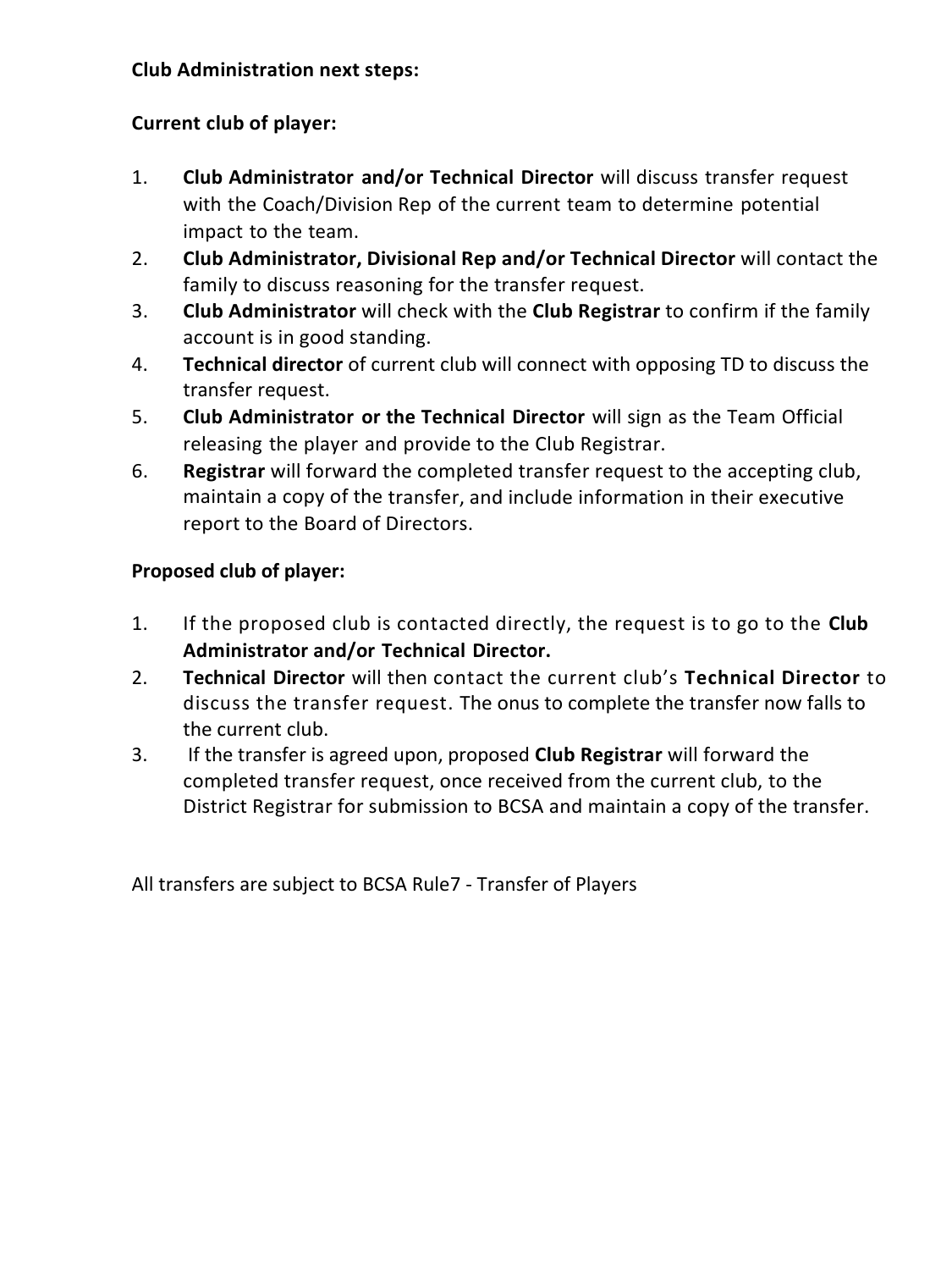**Club Administration next steps:**

**Current club of player:**

1. **Club Administrator and/or Technical Director** will discuss transfer request with the Coach/Division Rep of the current team to determine potential impact to the team.
2. **Club Administrator, Divisional Rep and/or Technical Director** will contact the family to discuss reasoning for the transfer request.
3. **Club Administrator** will check with the **Club Registrar** to confirm if the family account is in good standing.
4. **Technical director** of current club will connect with opposing TD to discuss the transfer request.
5. **Club Administrator or the Technical Director** will sign as the Team Official releasing the player and provide to the Club Registrar.
6. **Registrar** will forward the completed transfer request to the accepting club, maintain a copy of the transfer, and include information in their executive report to the Board of Directors.

**Proposed club of player:**

1. If the proposed club is contacted directly, the request is to go to the **Club Administrator and/or Technical Director.**
2. **Technical Director** will then contact the current club's **Technical Director** to discuss the transfer request. The onus to complete the transfer now falls to the current club.
3. If the transfer is agreed upon, proposed **Club Registrar** will forward the completed transfer request, once received from the current club, to the District Registrar for submission to BCSA and maintain a copy of the transfer.

All transfers are subject to BCSA Rule7 - Transfer of Players